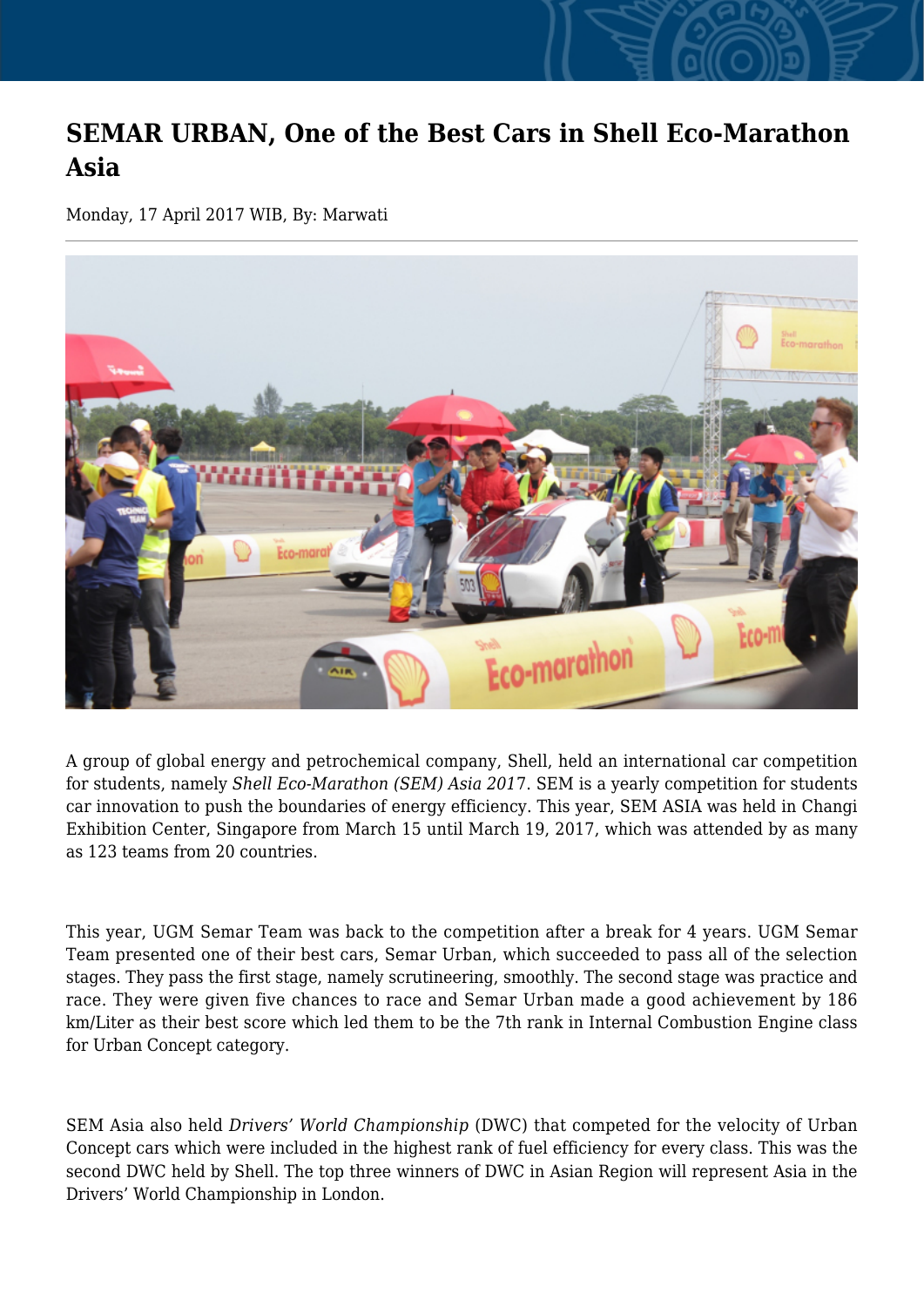# SEMAR URBAN, One of the Best Cars in Shell Eco-Marathon Asia

Monday, 17 April 2017 WIB, By: Marwati

A group of global energy and petrochemical company, Shell, held an international car competition for students, namely *Shell Eco-Marathon (SEM) Asia 201*7. SEM is a yearly competition for students car innovation to push the boundaries of energy efficiency. This year, SEM ASIA was held in Changi Exhibition Center, Singapore from March 15 until March 19, 2017, which was attended by as many as 123 teams from 20 countries.

This year, UGM Semar Team was back to the competition after a break for 4 years. UGM Semar Team presented one of their best cars, Semar Urban, which succeeded to pass all of the selection stages. They pass the first stage, namely scrutineering, smoothly. The second stage was practice and race. They were given five chances to race and Semar Urban made a good achievement by 186 km/Liter as their best score which led them to be the 7th rank in Internal Combustion Engine class for Urban Concept category.

SEM Asia also held *Drivers' World Championship* (DWC) that competed for the velocity of Urban Concept cars which were included in the highest rank of fuel efficiency for every class. This was the second DWC held by Shell. The top three winners of DWC in Asian Region will represent Asia in the Drivers' World Championship in London.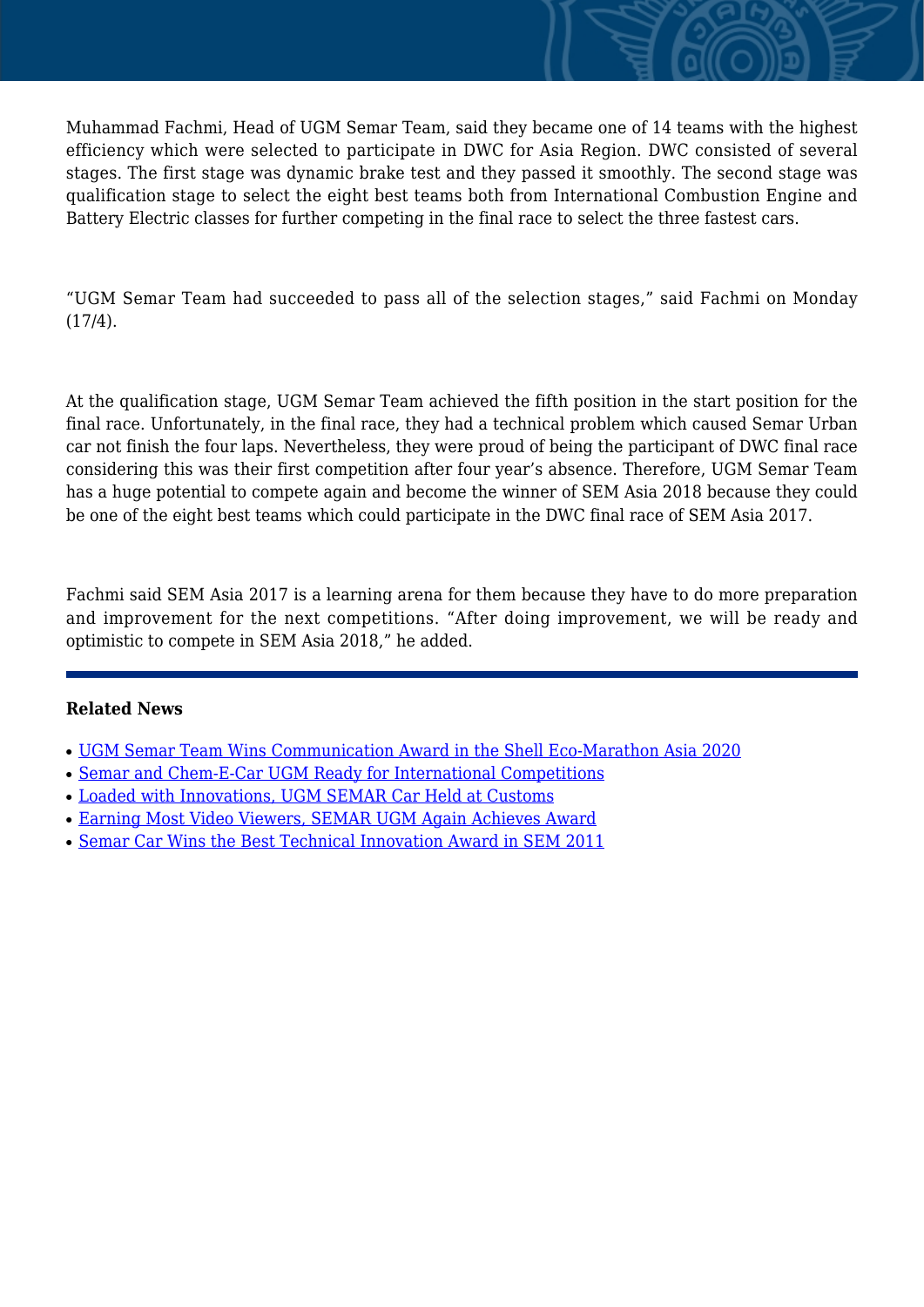Muhammad Fachmi, Head of UGM Semar Team, said they became one of 14 teams with the highest efficiency which were selected to participate in DWC for Asia Region. DWC consisted of several stages. The first stage was dynamic brake test and they passed it smoothly. The second stage was qualification stage to select the eight best teams both from International Combustion Engine and Battery Electric classes for further competing in the final race to select the three fastest cars.

"UGM Semar Team had succeeded to pass all of the selection stages," said Fachmi on Monday (17/4).

At the qualification stage, UGM Semar Team achieved the fifth position in the start position for the final race. Unfortunately, in the final race, they had a technical problem which caused Semar Urban car not finish the four laps. Nevertheless, they were proud of being the participant of DWC final race considering this was their first competition after four year's absence. Therefore, UGM Semar Team has a huge potential to compete again and become the winner of SEM Asia 2018 because they could be one of the eight best teams which could participate in the DWC final race of SEM Asia 2017.

Fachmi said SEM Asia 2017 is a learning arena for them because they have to do more preparation and improvement for the next competitions. "After doing improvement, we will be ready and optimistic to compete in SEM Asia 2018," he added.

---

**Related News**

- UGM Semar Team Wins Communication Award in the Shell Eco-Marathon Asia 2020
- Semar and Chem-E-Car UGM Ready for International Competitions
- Loaded with Innovations, UGM SEMAR Car Held at Customs
- Earning Most Video Viewers, SEMAR UGM Again Achieves Award
- Semar Car Wins the Best Technical Innovation Award in SEM 2011